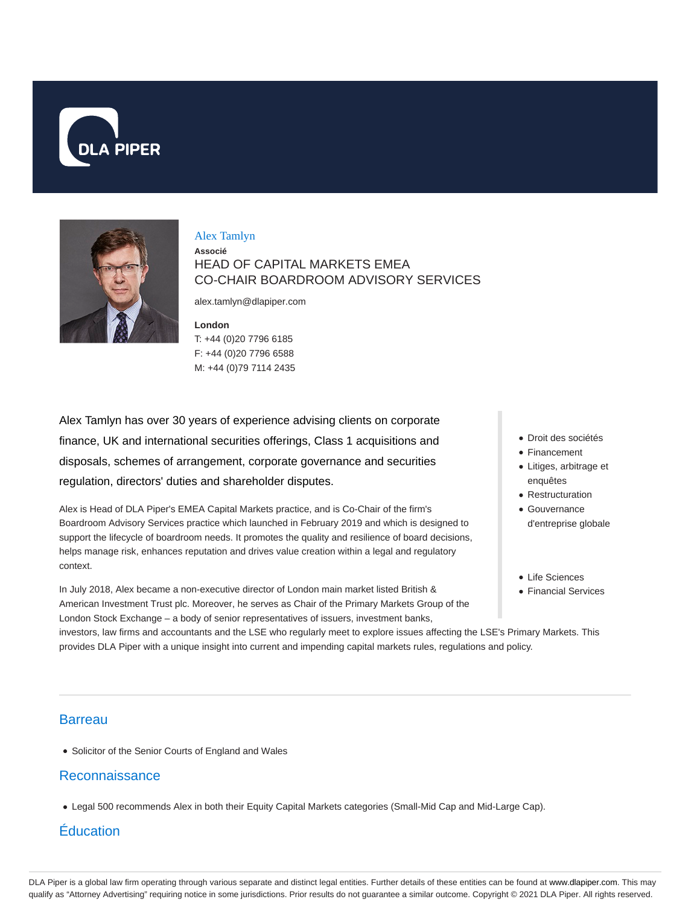# Alex Tamlyn

**Associé**

HEAD OF CAPITAL MARKETS EMEA
CO-CHAIR BOARDROOM ADVISORY SERVICES

alex.tamlyn@dlapiper.com

**London**
T: +44 (0)20 7796 6185
F: +44 (0)20 7796 6588
M: +44 (0)79 7114 2435

Alex Tamlyn has over 30 years of experience advising clients on corporate finance, UK and international securities offerings, Class 1 acquisitions and disposals, schemes of arrangement, corporate governance and securities regulation, directors' duties and shareholder disputes.

Alex is Head of DLA Piper's EMEA Capital Markets practice, and is Co-Chair of the firm's Boardroom Advisory Services practice which launched in February 2019 and which is designed to support the lifecycle of boardroom needs. It promotes the quality and resilience of board decisions, helps manage risk, enhances reputation and drives value creation within a legal and regulatory context.

In July 2018, Alex became a non-executive director of London main market listed British & American Investment Trust plc. Moreover, he serves as Chair of the Primary Markets Group of the London Stock Exchange – a body of senior representatives of issuers, investment banks, investors, law firms and accountants and the LSE who regularly meet to explore issues affecting the LSE's Primary Markets. This provides DLA Piper with a unique insight into current and impending capital markets rules, regulations and policy.

- Droit des sociétés
- Financement
- Litiges, arbitrage et enquêtes
- Restructuration
- Gouvernance d'entreprise globale

- Life Sciences
- Financial Services

## Barreau

- Solicitor of the Senior Courts of England and Wales

## Reconnaissance

- Legal 500 recommends Alex in both their Equity Capital Markets categories (Small-Mid Cap and Mid-Large Cap).

## Éducation

DLA Piper is a global law firm operating through various separate and distinct legal entities. Further details of these entities can be found at www.dlapiper.com. This may qualify as "Attorney Advertising" requiring notice in some jurisdictions. Prior results do not guarantee a similar outcome. Copyright © 2021 DLA Piper. All rights reserved.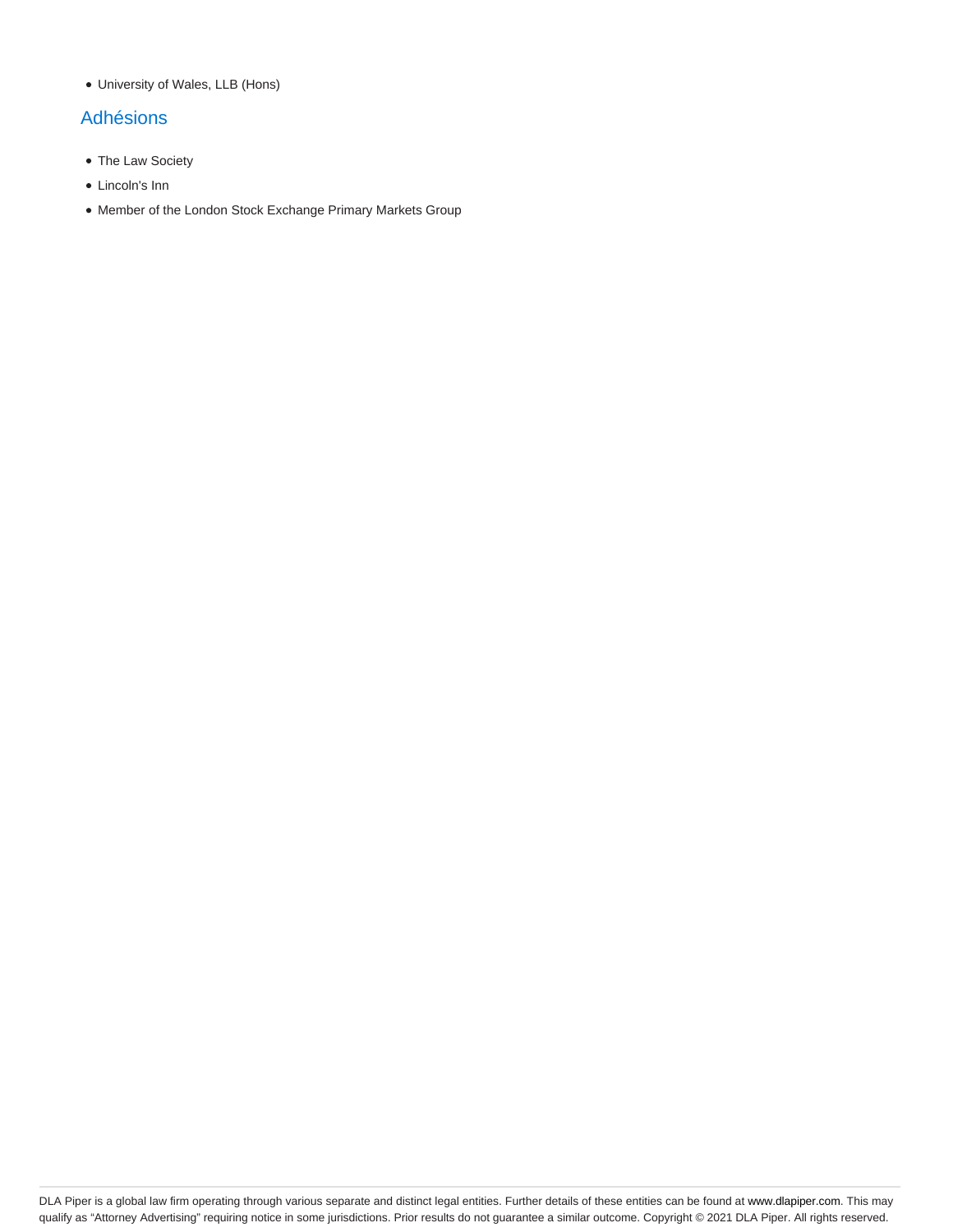- University of Wales, LLB (Hons)

## Adhésions

- The Law Society
- Lincoln's Inn
- Member of the London Stock Exchange Primary Markets Group

DLA Piper is a global law firm operating through various separate and distinct legal entities. Further details of these entities can be found at www.dlapiper.com. This may qualify as "Attorney Advertising" requiring notice in some jurisdictions. Prior results do not guarantee a similar outcome. Copyright © 2021 DLA Piper. All rights reserved.